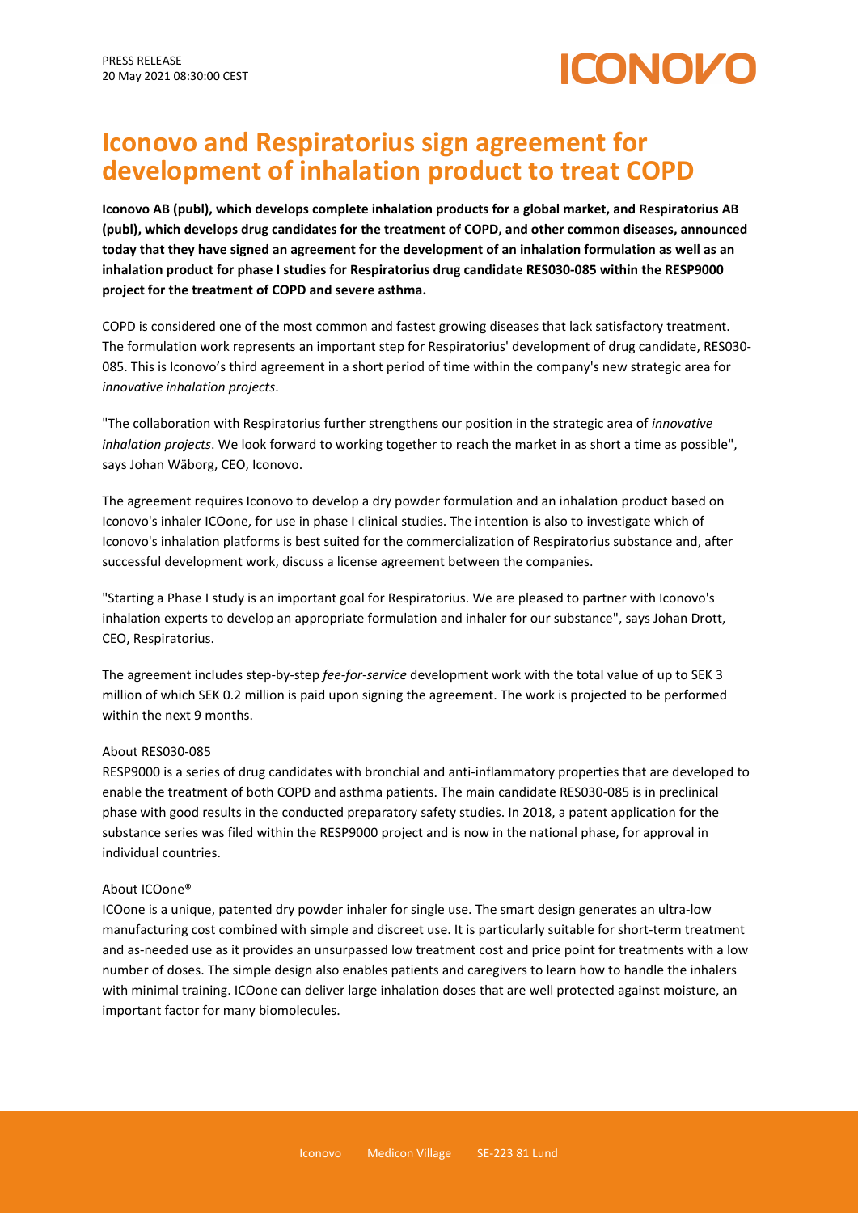PRESS RELEASE
20 May 2021 08:30:00 CEST

# Iconovo and Respiratorius sign agreement for development of inhalation product to treat COPD

**Iconovo AB (publ), which develops complete inhalation products for a global market, and Respiratorius AB (publ), which develops drug candidates for the treatment of COPD, and other common diseases, announced today that they have signed an agreement for the development of an inhalation formulation as well as an inhalation product for phase I studies for Respiratorius drug candidate RES030-085 within the RESP9000 project for the treatment of COPD and severe asthma.**

COPD is considered one of the most common and fastest growing diseases that lack satisfactory treatment. The formulation work represents an important step for Respiratorius' development of drug candidate, RES030-085. This is Iconovo's third agreement in a short period of time within the company's new strategic area for *innovative inhalation projects*.

"The collaboration with Respiratorius further strengthens our position in the strategic area of *innovative inhalation projects*. We look forward to working together to reach the market in as short a time as possible", says Johan Wäborg, CEO, Iconovo.

The agreement requires Iconovo to develop a dry powder formulation and an inhalation product based on Iconovo's inhaler ICOone, for use in phase I clinical studies. The intention is also to investigate which of Iconovo's inhalation platforms is best suited for the commercialization of Respiratorius substance and, after successful development work, discuss a license agreement between the companies.

"Starting a Phase I study is an important goal for Respiratorius. We are pleased to partner with Iconovo's inhalation experts to develop an appropriate formulation and inhaler for our substance", says Johan Drott, CEO, Respiratorius.

The agreement includes step-by-step *fee-for-service* development work with the total value of up to SEK 3 million of which SEK 0.2 million is paid upon signing the agreement. The work is projected to be performed within the next 9 months.

About RES030-085

RESP9000 is a series of drug candidates with bronchial and anti-inflammatory properties that are developed to enable the treatment of both COPD and asthma patients. The main candidate RES030-085 is in preclinical phase with good results in the conducted preparatory safety studies. In 2018, a patent application for the substance series was filed within the RESP9000 project and is now in the national phase, for approval in individual countries.

About ICOone®

ICOone is a unique, patented dry powder inhaler for single use. The smart design generates an ultra-low manufacturing cost combined with simple and discreet use. It is particularly suitable for short-term treatment and as-needed use as it provides an unsurpassed low treatment cost and price point for treatments with a low number of doses. The simple design also enables patients and caregivers to learn how to handle the inhalers with minimal training. ICOone can deliver large inhalation doses that are well protected against moisture, an important factor for many biomolecules.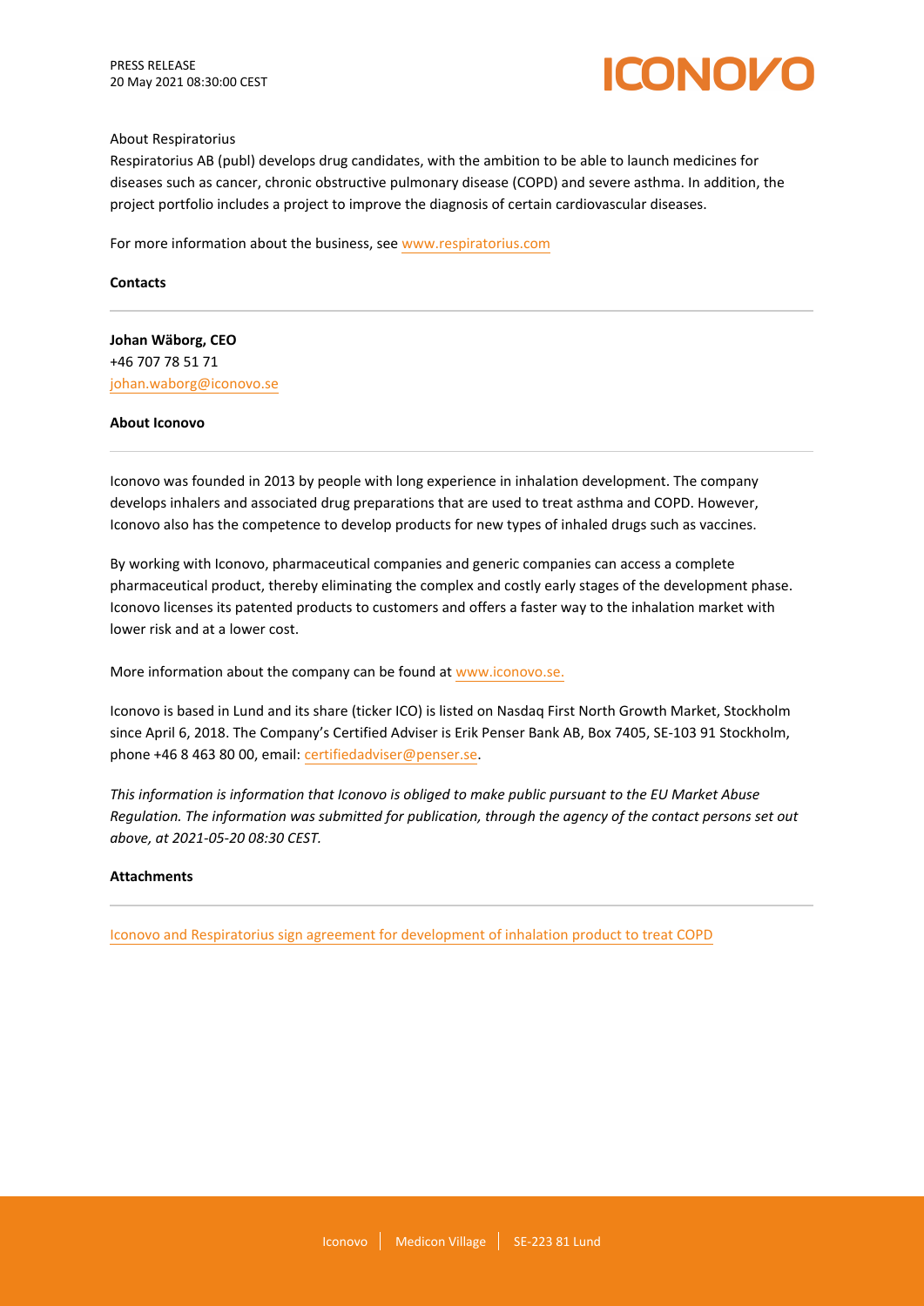About Respiratorius

Respiratorius AB (publ) develops drug candidates, with the ambition to be able to launch medicines for diseases such as cancer, chronic obstructive pulmonary disease (COPD) and severe asthma. In addition, the project portfolio includes a project to improve the diagnosis of certain cardiovascular diseases.

For more information about the business, see www.respiratorius.com

**Contacts**

**Johan Wäborg, CEO**
+46 707 78 51 71
johan.waborg@iconovo.se

**About Iconovo**

Iconovo was founded in 2013 by people with long experience in inhalation development. The company develops inhalers and associated drug preparations that are used to treat asthma and COPD. However, Iconovo also has the competence to develop products for new types of inhaled drugs such as vaccines.

By working with Iconovo, pharmaceutical companies and generic companies can access a complete pharmaceutical product, thereby eliminating the complex and costly early stages of the development phase. Iconovo licenses its patented products to customers and offers a faster way to the inhalation market with lower risk and at a lower cost.

More information about the company can be found at www.iconovo.se.

Iconovo is based in Lund and its share (ticker ICO) is listed on Nasdaq First North Growth Market, Stockholm since April 6, 2018. The Company's Certified Adviser is Erik Penser Bank AB, Box 7405, SE-103 91 Stockholm, phone +46 8 463 80 00, email: certifiedadviser@penser.se.

*This information is information that Iconovo is obliged to make public pursuant to the EU Market Abuse Regulation. The information was submitted for publication, through the agency of the contact persons set out above, at 2021-05-20 08:30 CEST.*

**Attachments**

Iconovo and Respiratorius sign agreement for development of inhalation product to treat COPD